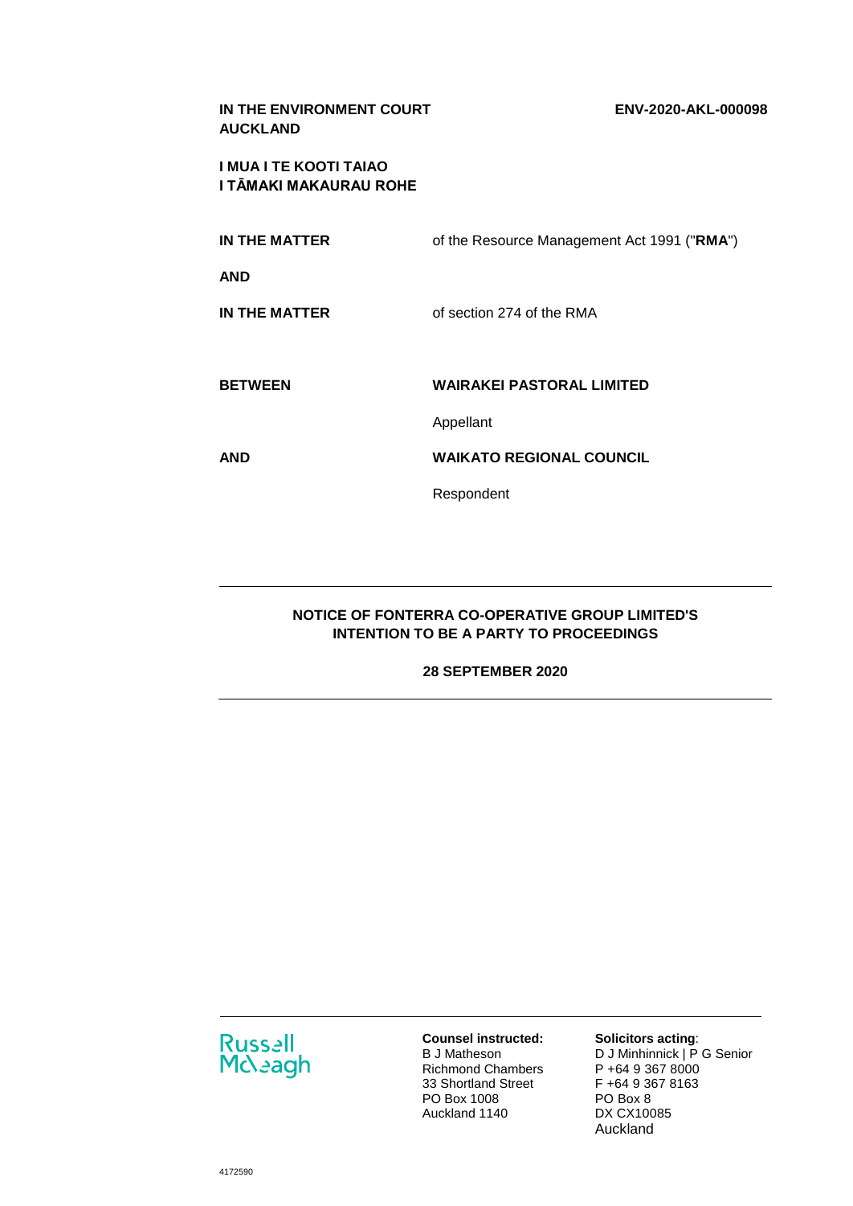**IN THE ENVIRONMENT COURT**
**AUCKLAND**

**ENV-2020-AKL-000098**

**I MUA I TE KOOTI TAIAO**
**I TĀMAKI MAKAURAU ROHE**

| | |
|---|---|
| **IN THE MATTER** | of the Resource Management Act 1991 ("**RMA**") |
| **AND** | |
| **IN THE MATTER** | of section 274 of the RMA |
| **BETWEEN** | **WAIRAKEI PASTORAL LIMITED** |
| | Appellant |
| **AND** | **WAIKATO REGIONAL COUNCIL** |
| | Respondent |

---

**NOTICE OF FONTERRA CO-OPERATIVE GROUP LIMITED'S INTENTION TO BE A PARTY TO PROCEEDINGS**

**28 SEPTEMBER 2020**

---

Russell McVeagh

**Counsel instructed:**
B J Matheson
Richmond Chambers
33 Shortland Street
PO Box 1008
Auckland 1140

**Solicitors acting**:
D J Minhinnick | P G Senior
P +64 9 367 8000
F +64 9 367 8163
PO Box 8
DX CX10085
Auckland

4172590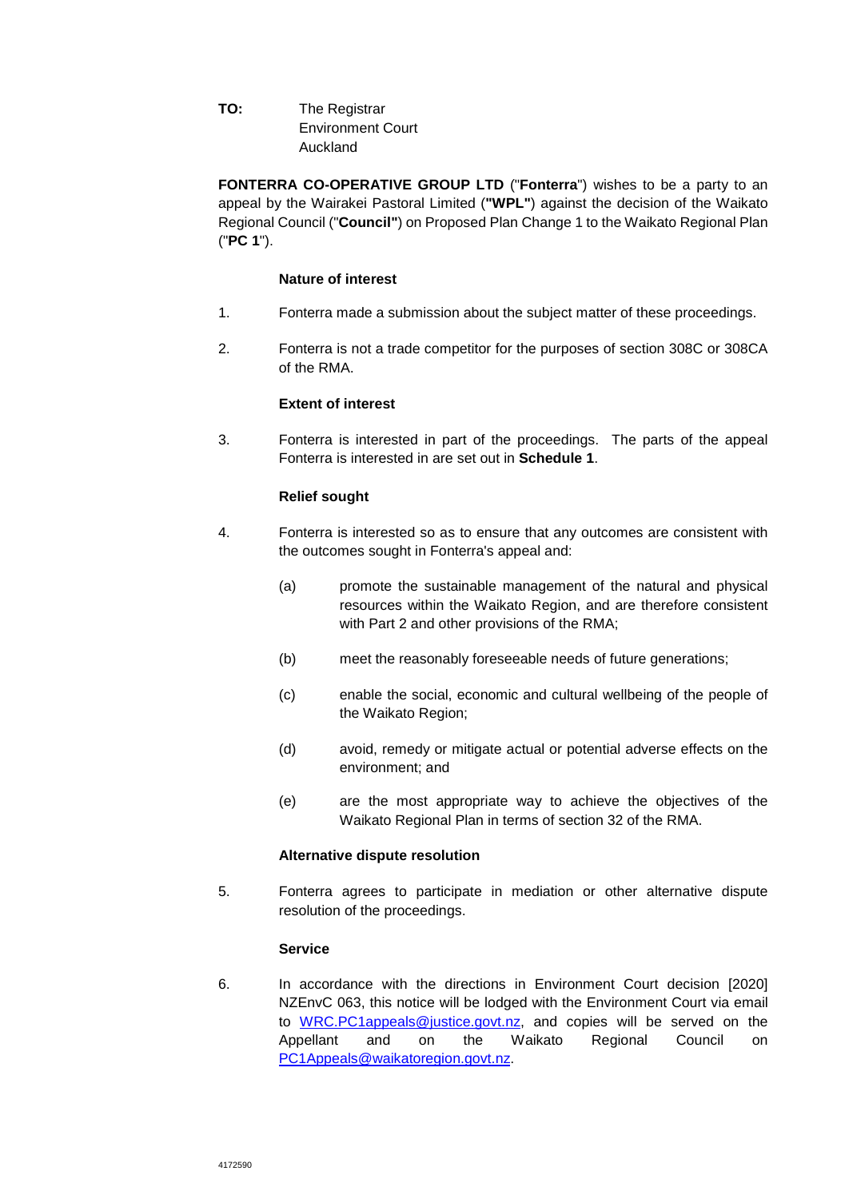**TO:** The Registrar
Environment Court
Auckland

**FONTERRA CO-OPERATIVE GROUP LTD** ("**Fonterra**") wishes to be a party to an appeal by the Wairakei Pastoral Limited (**"WPL"**) against the decision of the Waikato Regional Council ("**Council"**) on Proposed Plan Change 1 to the Waikato Regional Plan ("**PC 1**").

**Nature of interest**

1. Fonterra made a submission about the subject matter of these proceedings.

2. Fonterra is not a trade competitor for the purposes of section 308C or 308CA of the RMA.

**Extent of interest**

3. Fonterra is interested in part of the proceedings. The parts of the appeal Fonterra is interested in are set out in **Schedule 1**.

**Relief sought**

4. Fonterra is interested so as to ensure that any outcomes are consistent with the outcomes sought in Fonterra's appeal and:

   (a) promote the sustainable management of the natural and physical resources within the Waikato Region, and are therefore consistent with Part 2 and other provisions of the RMA;

   (b) meet the reasonably foreseeable needs of future generations;

   (c) enable the social, economic and cultural wellbeing of the people of the Waikato Region;

   (d) avoid, remedy or mitigate actual or potential adverse effects on the environment; and

   (e) are the most appropriate way to achieve the objectives of the Waikato Regional Plan in terms of section 32 of the RMA.

**Alternative dispute resolution**

5. Fonterra agrees to participate in mediation or other alternative dispute resolution of the proceedings.

**Service**

6. In accordance with the directions in Environment Court decision [2020] NZEnvC 063, this notice will be lodged with the Environment Court via email to WRC.PC1appeals@justice.govt.nz, and copies will be served on the Appellant and on the Waikato Regional Council on PC1Appeals@waikatoregion.govt.nz.

4172590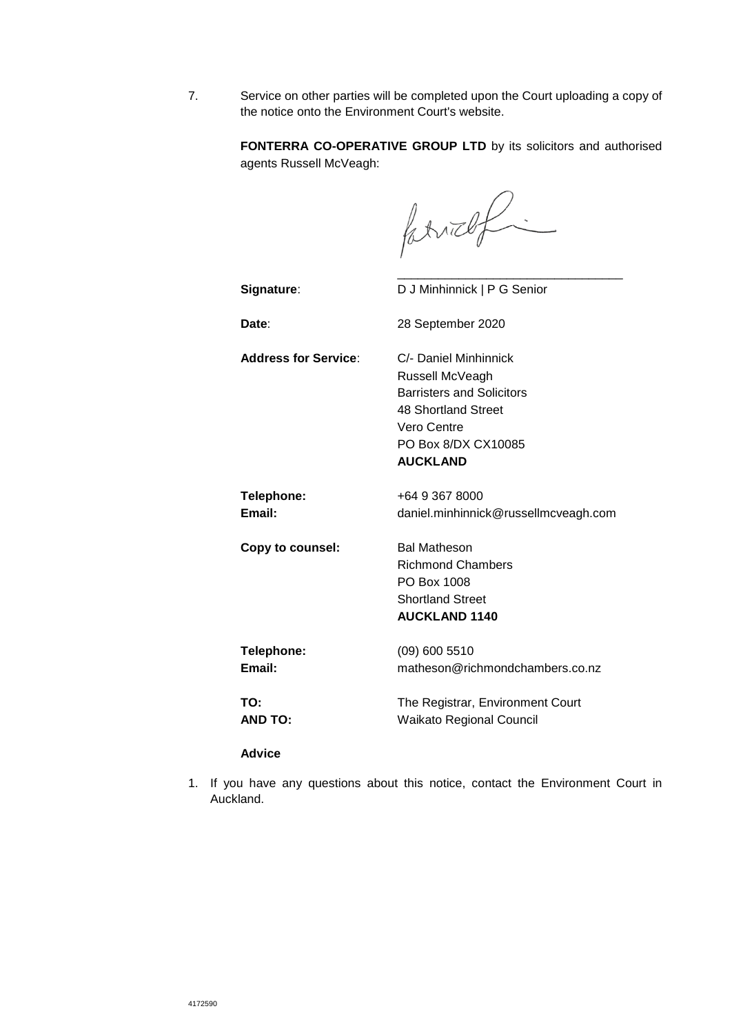7. Service on other parties will be completed upon the Court uploading a copy of the notice onto the Environment Court's website.

**FONTERRA CO-OPERATIVE GROUP LTD** by its solicitors and authorised agents Russell McVeagh:

\_\_\_\_\_\_\_\_\_\_\_\_\_\_\_\_\_\_\_\_\_\_\_\_\_\_\_\_\_\_\_\_\_\_

**Signature**: D J Minhinnick | P G Senior

**Date**: 28 September 2020

**Address for Service**: C/- Daniel Minhinnick
Russell McVeagh
Barristers and Solicitors
48 Shortland Street
Vero Centre
PO Box 8/DX CX10085
**AUCKLAND**

**Telephone:** +64 9 367 8000
**Email:** daniel.minhinnick@russellmcveagh.com

**Copy to counsel:** Bal Matheson
Richmond Chambers
PO Box 1008
Shortland Street
**AUCKLAND 1140**

**Telephone:** (09) 600 5510
**Email:** matheson@richmondchambers.co.nz

**TO:** The Registrar, Environment Court
**AND TO:** Waikato Regional Council

**Advice**

1. If you have any questions about this notice, contact the Environment Court in Auckland.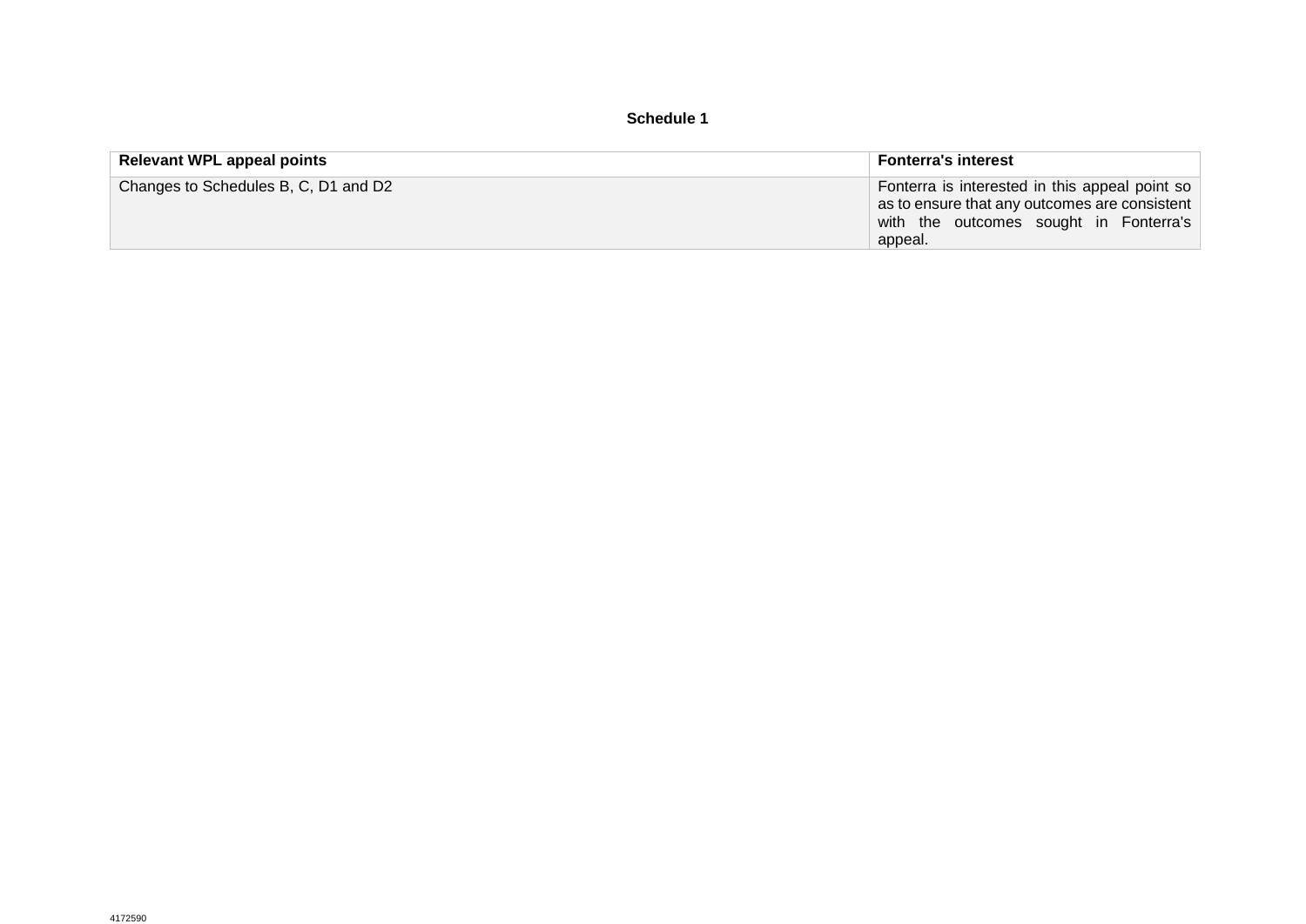**Schedule 1**

| Relevant WPL appeal points | Fonterra's interest |
|---|---|
| Changes to Schedules B, C, D1 and D2 | Fonterra is interested in this appeal point so as to ensure that any outcomes are consistent with the outcomes sought in Fonterra's appeal. |